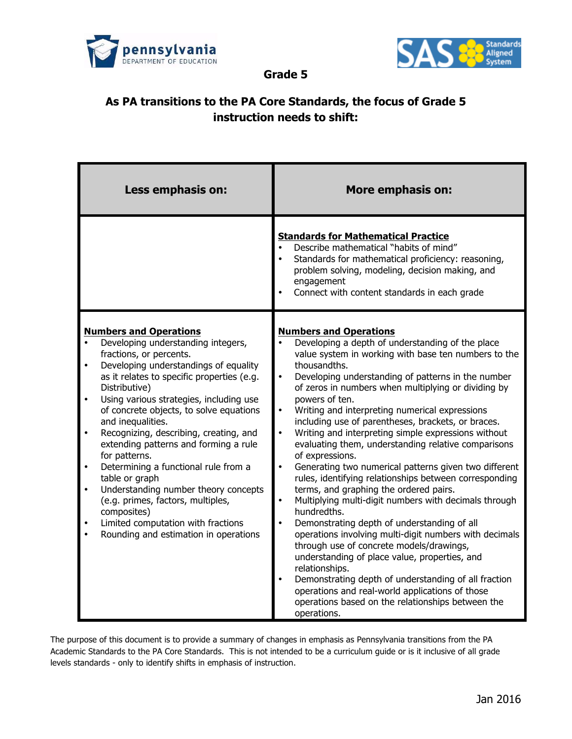## Grade 5

### As PA transitions to the PA Core Standards, the focus of Grade 5 instruction needs to shift:

| Less emphasis on: | More emphasis on: |
|---|---|
| | **Standards for Mathematical Practice**<br>• Describe mathematical "habits of mind"<br>• Standards for mathematical proficiency: reasoning, problem solving, modeling, decision making, and engagement<br>• Connect with content standards in each grade |
| **Numbers and Operations**<br>• Developing understanding integers, fractions, or percents.<br>• Developing understandings of equality as it relates to specific properties (e.g. Distributive)<br>• Using various strategies, including use of concrete objects, to solve equations and inequalities.<br>• Recognizing, describing, creating, and extending patterns and forming a rule for patterns.<br>• Determining a functional rule from a table or graph<br>• Understanding number theory concepts (e.g. primes, factors, multiples, composites)<br>• Limited computation with fractions<br>• Rounding and estimation in operations | **Numbers and Operations**<br>• Developing a depth of understanding of the place value system in working with base ten numbers to the thousandths.<br>• Developing understanding of patterns in the number of zeros in numbers when multiplying or dividing by powers of ten.<br>• Writing and interpreting numerical expressions including use of parentheses, brackets, or braces.<br>• Writing and interpreting simple expressions without evaluating them, understanding relative comparisons of expressions.<br>• Generating two numerical patterns given two different rules, identifying relationships between corresponding terms, and graphing the ordered pairs.<br>• Multiplying multi-digit numbers with decimals through hundredths.<br>• Demonstrating depth of understanding of all operations involving multi-digit numbers with decimals through use of concrete models/drawings, understanding of place value, properties, and relationships.<br>• Demonstrating depth of understanding of all fraction operations and real-world applications of those operations based on the relationships between the operations. |

The purpose of this document is to provide a summary of changes in emphasis as Pennsylvania transitions from the PA Academic Standards to the PA Core Standards. This is not intended to be a curriculum guide or is it inclusive of all grade levels standards - only to identify shifts in emphasis of instruction.

Jan 2016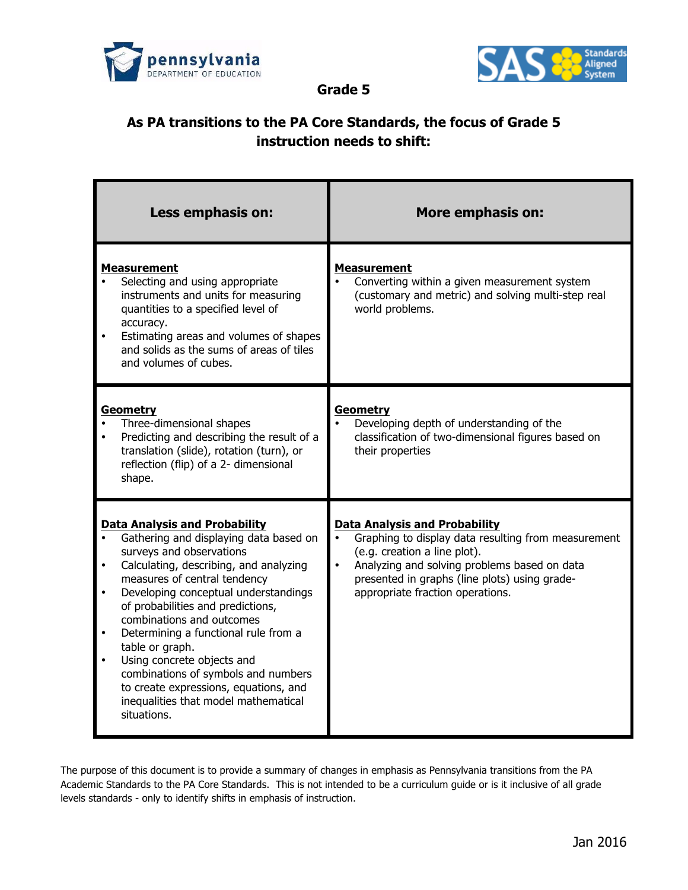## Grade 5

### As PA transitions to the PA Core Standards, the focus of Grade 5 instruction needs to shift:

| Less emphasis on: | More emphasis on: |
|---|---|
| **Measurement**<br>• Selecting and using appropriate instruments and units for measuring quantities to a specified level of accuracy.<br>• Estimating areas and volumes of shapes and solids as the sums of areas of tiles and volumes of cubes. | **Measurement**<br>• Converting within a given measurement system (customary and metric) and solving multi-step real world problems. |
| **Geometry**<br>• Three-dimensional shapes<br>• Predicting and describing the result of a translation (slide), rotation (turn), or reflection (flip) of a 2- dimensional shape. | **Geometry**<br>• Developing depth of understanding of the classification of two-dimensional figures based on their properties |
| **Data Analysis and Probability**<br>• Gathering and displaying data based on surveys and observations<br>• Calculating, describing, and analyzing measures of central tendency<br>• Developing conceptual understandings of probabilities and predictions, combinations and outcomes<br>• Determining a functional rule from a table or graph.<br>• Using concrete objects and combinations of symbols and numbers to create expressions, equations, and inequalities that model mathematical situations. | **Data Analysis and Probability**<br>• Graphing to display data resulting from measurement (e.g. creation a line plot).<br>• Analyzing and solving problems based on data presented in graphs (line plots) using grade-appropriate fraction operations. |

The purpose of this document is to provide a summary of changes in emphasis as Pennsylvania transitions from the PA Academic Standards to the PA Core Standards. This is not intended to be a curriculum guide or is it inclusive of all grade levels standards - only to identify shifts in emphasis of instruction.

Jan 2016